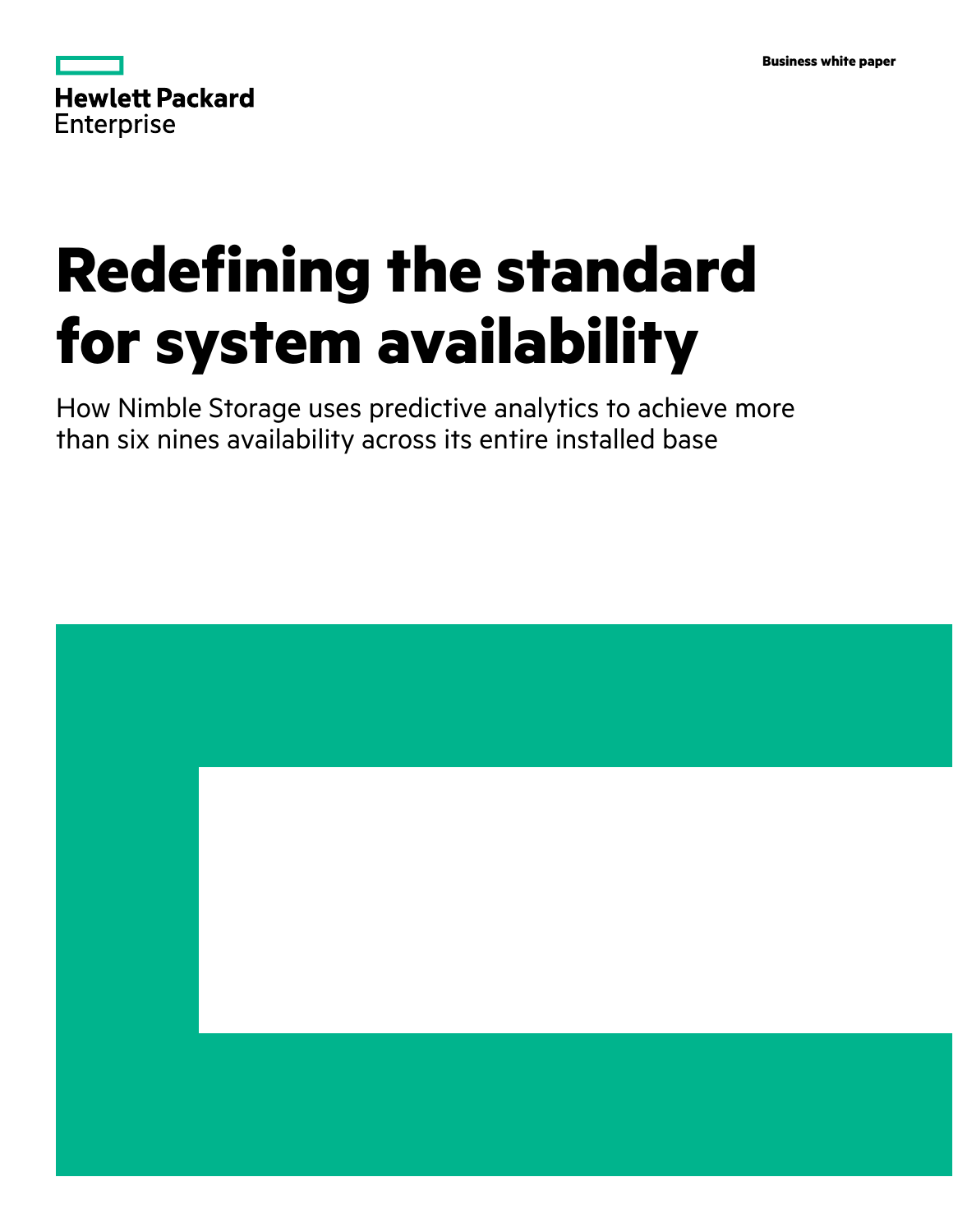Hewlett Packard Enterprise

Business white paper

# Redefining the standard for system availability

How Nimble Storage uses predictive analytics to achieve more than six nines availability across its entire installed base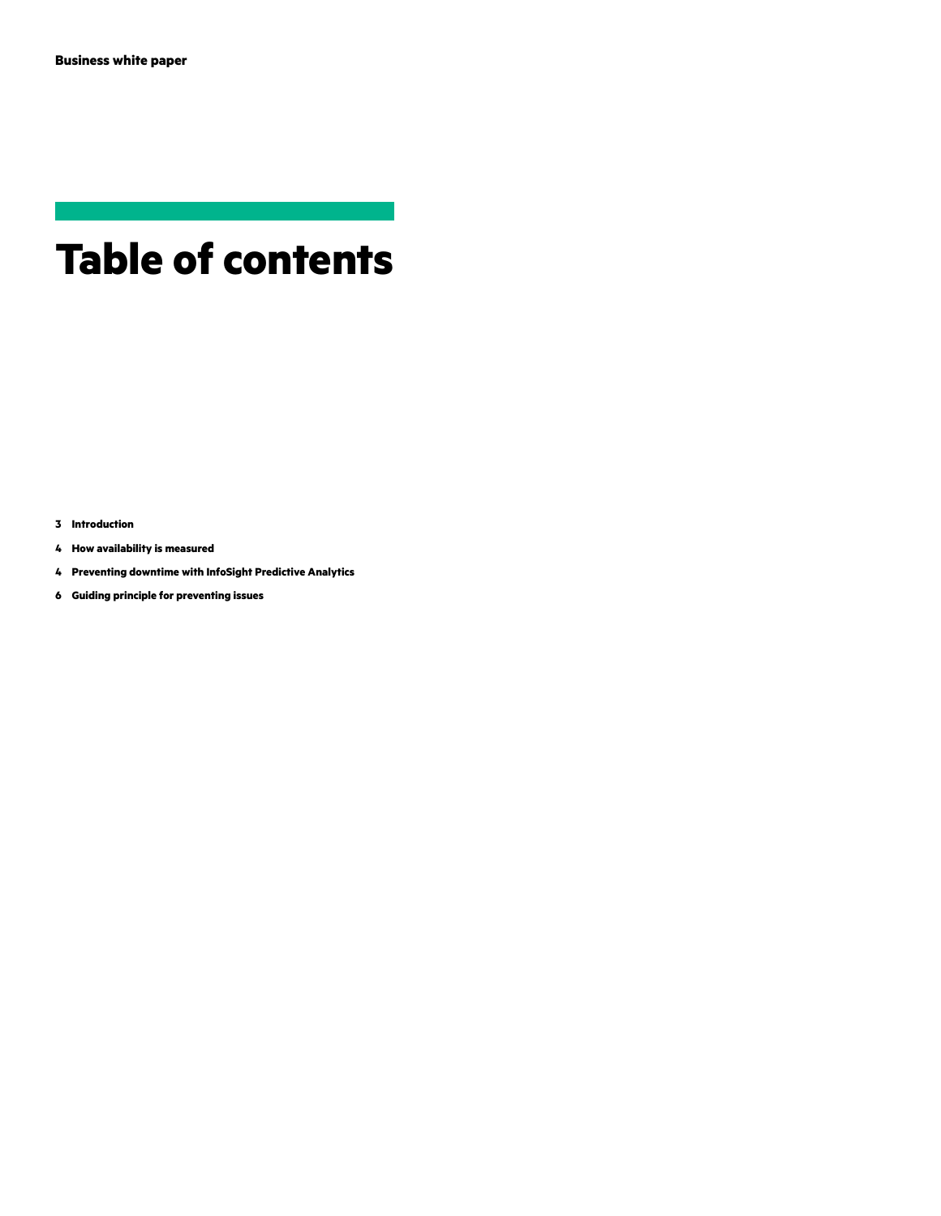# Table of contents

3 **Introduction**

4 **How availability is measured**

4 **Preventing downtime with InfoSight Predictive Analytics**

6 **Guiding principle for preventing issues**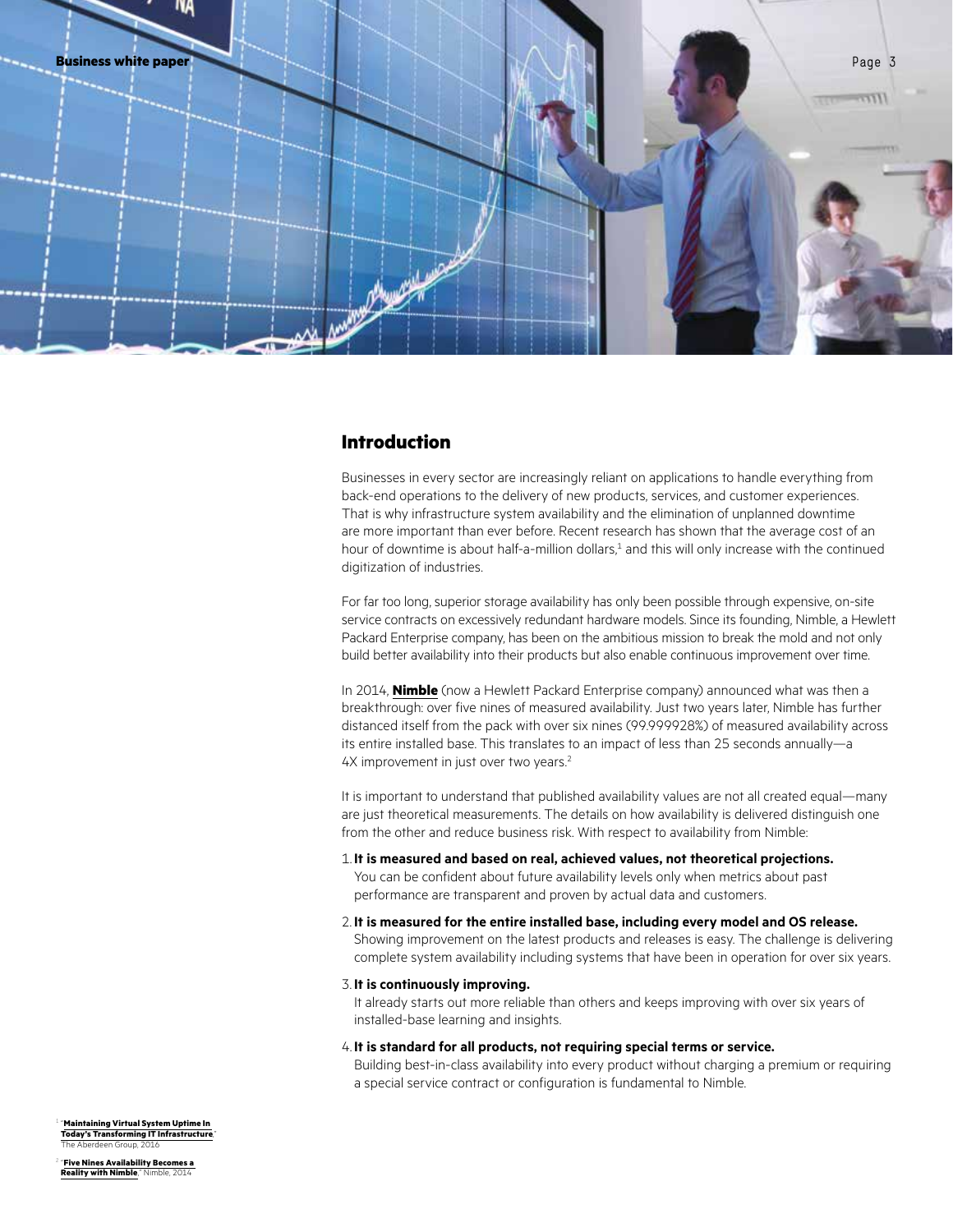## Introduction

Businesses in every sector are increasingly reliant on applications to handle everything from back-end operations to the delivery of new products, services, and customer experiences. That is why infrastructure system availability and the elimination of unplanned downtime are more important than ever before. Recent research has shown that the average cost of an hour of downtime is about half-a-million dollars,[1] and this will only increase with the continued digitization of industries.

For far too long, superior storage availability has only been possible through expensive, on-site service contracts on excessively redundant hardware models. Since its founding, Nimble, a Hewlett Packard Enterprise company, has been on the ambitious mission to break the mold and not only build better availability into their products but also enable continuous improvement over time.

In 2014, **Nimble** (now a Hewlett Packard Enterprise company) announced what was then a breakthrough: over five nines of measured availability. Just two years later, Nimble has further distanced itself from the pack with over six nines (99.999928%) of measured availability across its entire installed base. This translates to an impact of less than 25 seconds annually—a 4X improvement in just over two years.[2]

It is important to understand that published availability values are not all created equal—many are just theoretical measurements. The details on how availability is delivered distinguish one from the other and reduce business risk. With respect to availability from Nimble:

1. **It is measured and based on real, achieved values, not theoretical projections.** You can be confident about future availability levels only when metrics about past performance are transparent and proven by actual data and customers.
2. **It is measured for the entire installed base, including every model and OS release.** Showing improvement on the latest products and releases is easy. The challenge is delivering complete system availability including systems that have been in operation for over six years.
3. **It is continuously improving.** It already starts out more reliable than others and keeps improving with over six years of installed-base learning and insights.
4. **It is standard for all products, not requiring special terms or service.** Building best-in-class availability into every product without charging a premium or requiring a special service contract or configuration is fundamental to Nimble.

[1] "**Maintaining Virtual System Uptime In Today's Transforming IT Infrastructure**," The Aberdeen Group, 2016

[2] "**Five Nines Availability Becomes a Reality with Nimble**," Nimble, 2014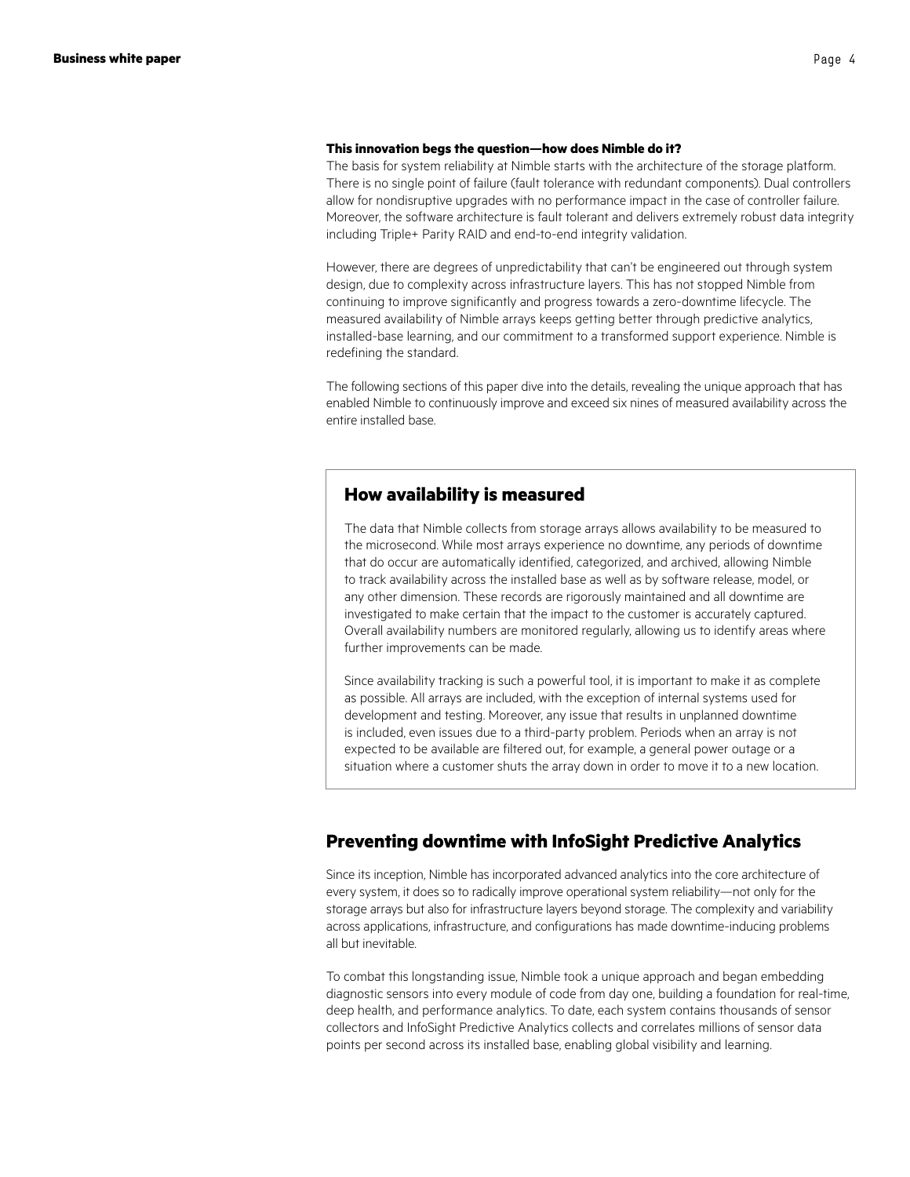**This innovation begs the question—how does Nimble do it?**

The basis for system reliability at Nimble starts with the architecture of the storage platform. There is no single point of failure (fault tolerance with redundant components). Dual controllers allow for nondisruptive upgrades with no performance impact in the case of controller failure. Moreover, the software architecture is fault tolerant and delivers extremely robust data integrity including Triple+ Parity RAID and end-to-end integrity validation.

However, there are degrees of unpredictability that can't be engineered out through system design, due to complexity across infrastructure layers. This has not stopped Nimble from continuing to improve significantly and progress towards a zero-downtime lifecycle. The measured availability of Nimble arrays keeps getting better through predictive analytics, installed-base learning, and our commitment to a transformed support experience. Nimble is redefining the standard.

The following sections of this paper dive into the details, revealing the unique approach that has enabled Nimble to continuously improve and exceed six nines of measured availability across the entire installed base.

## How availability is measured

The data that Nimble collects from storage arrays allows availability to be measured to the microsecond. While most arrays experience no downtime, any periods of downtime that do occur are automatically identified, categorized, and archived, allowing Nimble to track availability across the installed base as well as by software release, model, or any other dimension. These records are rigorously maintained and all downtime are investigated to make certain that the impact to the customer is accurately captured. Overall availability numbers are monitored regularly, allowing us to identify areas where further improvements can be made.

Since availability tracking is such a powerful tool, it is important to make it as complete as possible. All arrays are included, with the exception of internal systems used for development and testing. Moreover, any issue that results in unplanned downtime is included, even issues due to a third-party problem. Periods when an array is not expected to be available are filtered out, for example, a general power outage or a situation where a customer shuts the array down in order to move it to a new location.

## Preventing downtime with InfoSight Predictive Analytics

Since its inception, Nimble has incorporated advanced analytics into the core architecture of every system, it does so to radically improve operational system reliability—not only for the storage arrays but also for infrastructure layers beyond storage. The complexity and variability across applications, infrastructure, and configurations has made downtime-inducing problems all but inevitable.

To combat this longstanding issue, Nimble took a unique approach and began embedding diagnostic sensors into every module of code from day one, building a foundation for real-time, deep health, and performance analytics. To date, each system contains thousands of sensor collectors and InfoSight Predictive Analytics collects and correlates millions of sensor data points per second across its installed base, enabling global visibility and learning.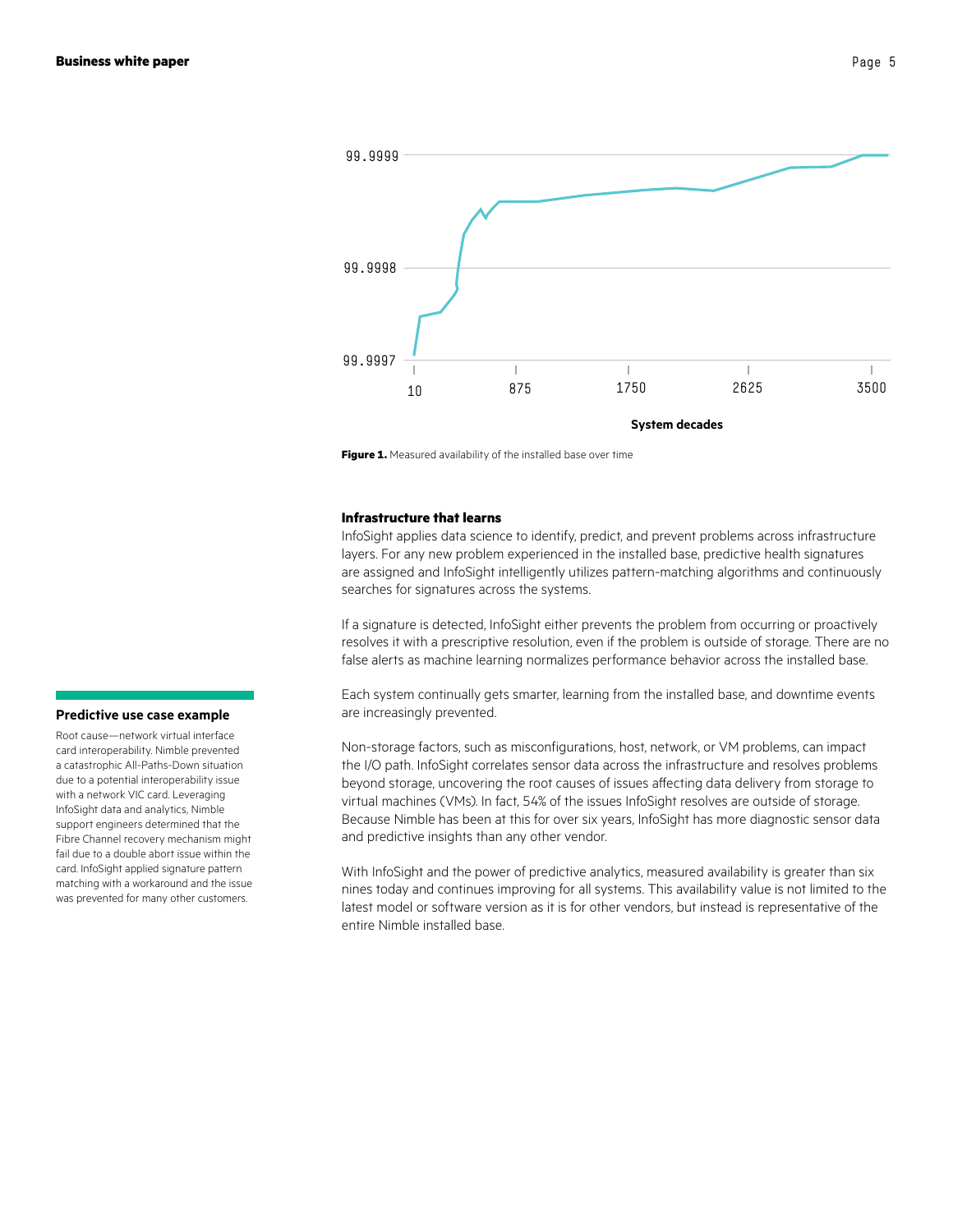Figure 1. Measured availability of the installed base over time

### Infrastructure that learns

InfoSight applies data science to identify, predict, and prevent problems across infrastructure layers. For any new problem experienced in the installed base, predictive health signatures are assigned and InfoSight intelligently utilizes pattern-matching algorithms and continuously searches for signatures across the systems.

If a signature is detected, InfoSight either prevents the problem from occurring or proactively resolves it with a prescriptive resolution, even if the problem is outside of storage. There are no false alerts as machine learning normalizes performance behavior across the installed base.

Each system continually gets smarter, learning from the installed base, and downtime events are increasingly prevented.

Non-storage factors, such as misconfigurations, host, network, or VM problems, can impact the I/O path. InfoSight correlates sensor data across the infrastructure and resolves problems beyond storage, uncovering the root causes of issues affecting data delivery from storage to virtual machines (VMs). In fact, 54% of the issues InfoSight resolves are outside of storage. Because Nimble has been at this for over six years, InfoSight has more diagnostic sensor data and predictive insights than any other vendor.

With InfoSight and the power of predictive analytics, measured availability is greater than six nines today and continues improving for all systems. This availability value is not limited to the latest model or software version as it is for other vendors, but instead is representative of the entire Nimble installed base.

#### Predictive use case example

Root cause—network virtual interface card interoperability. Nimble prevented a catastrophic All-Paths-Down situation due to a potential interoperability issue with a network VIC card. Leveraging InfoSight data and analytics, Nimble support engineers determined that the Fibre Channel recovery mechanism might fail due to a double abort issue within the card. InfoSight applied signature pattern matching with a workaround and the issue was prevented for many other customers.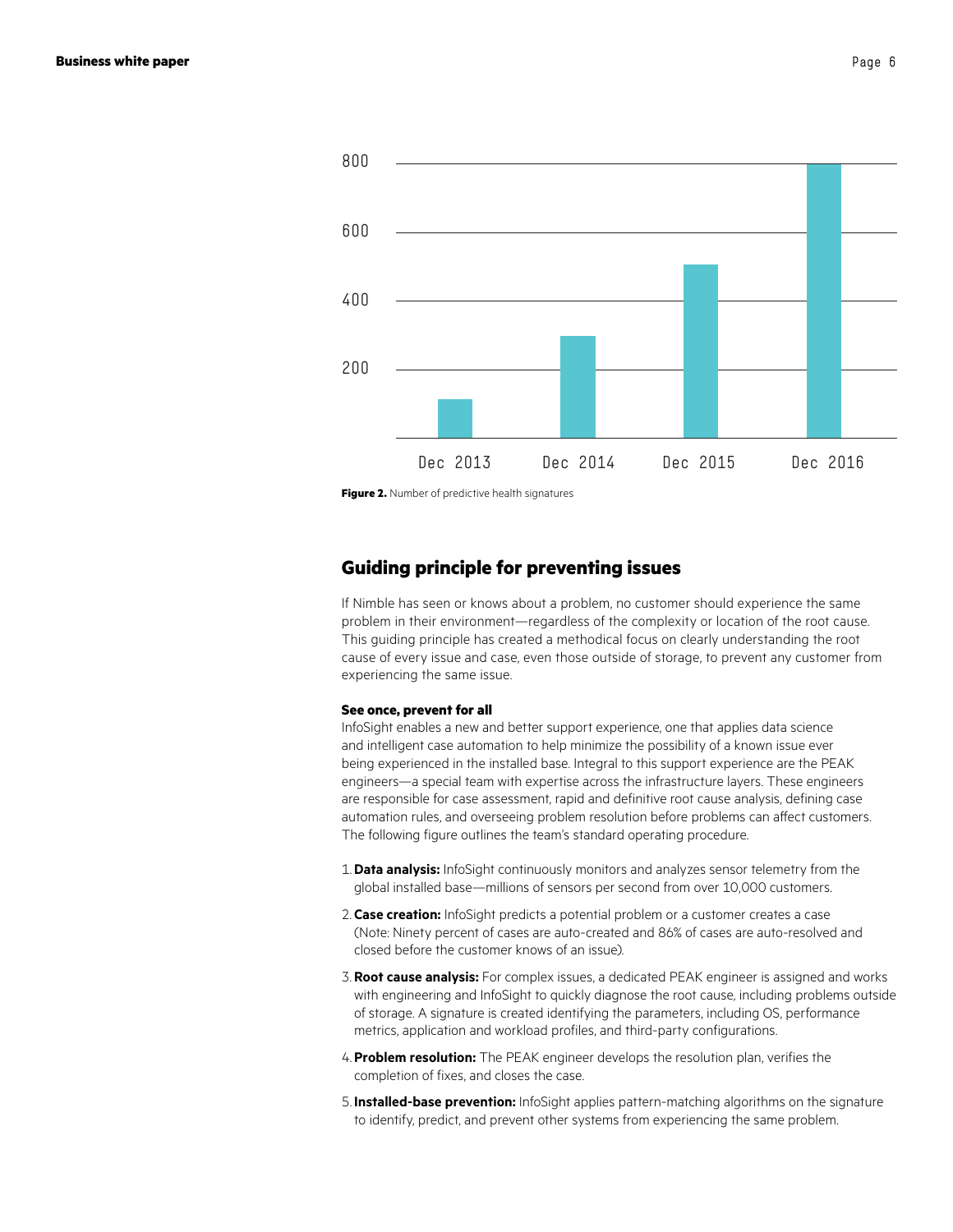Figure 2. Number of predictive health signatures

## Guiding principle for preventing issues

If Nimble has seen or knows about a problem, no customer should experience the same problem in their environment—regardless of the complexity or location of the root cause. This guiding principle has created a methodical focus on clearly understanding the root cause of every issue and case, even those outside of storage, to prevent any customer from experiencing the same issue.

**See once, prevent for all**

InfoSight enables a new and better support experience, one that applies data science and intelligent case automation to help minimize the possibility of a known issue ever being experienced in the installed base. Integral to this support experience are the PEAK engineers—a special team with expertise across the infrastructure layers. These engineers are responsible for case assessment, rapid and definitive root cause analysis, defining case automation rules, and overseeing problem resolution before problems can affect customers. The following figure outlines the team's standard operating procedure.

1. **Data analysis:** InfoSight continuously monitors and analyzes sensor telemetry from the global installed base—millions of sensors per second from over 10,000 customers.
2. **Case creation:** InfoSight predicts a potential problem or a customer creates a case (Note: Ninety percent of cases are auto-created and 86% of cases are auto-resolved and closed before the customer knows of an issue).
3. **Root cause analysis:** For complex issues, a dedicated PEAK engineer is assigned and works with engineering and InfoSight to quickly diagnose the root cause, including problems outside of storage. A signature is created identifying the parameters, including OS, performance metrics, application and workload profiles, and third-party configurations.
4. **Problem resolution:** The PEAK engineer develops the resolution plan, verifies the completion of fixes, and closes the case.
5. **Installed-base prevention:** InfoSight applies pattern-matching algorithms on the signature to identify, predict, and prevent other systems from experiencing the same problem.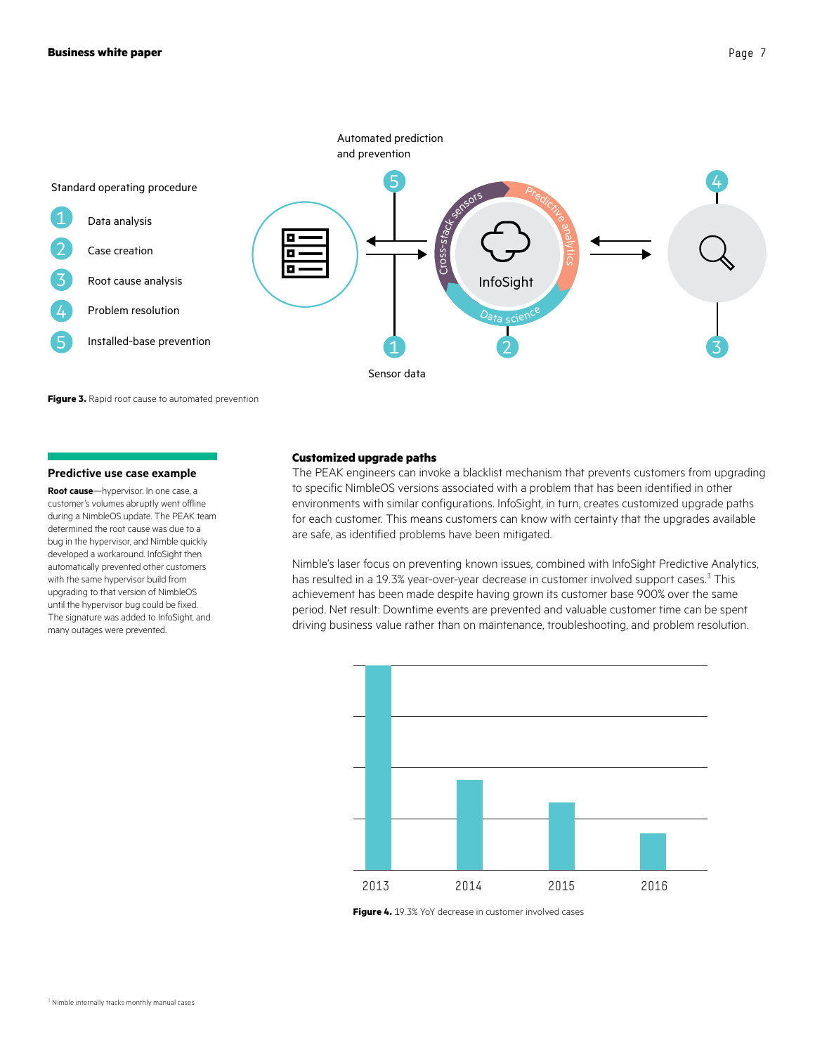Standard operating procedure

1. Data analysis
2. Case creation
3. Root cause analysis
4. Problem resolution
5. Installed-base prevention

Automated prediction and prevention

Sensor data

InfoSight

Cross-stack sensors

Predictive analytics

Data science

**Figure 3.** Rapid root cause to automated prevention

## Predictive use case example

**Root cause**—hypervisor. In one case, a customer's volumes abruptly went offline during a NimbleOS update. The PEAK team determined the root cause was due to a bug in the hypervisor, and Nimble quickly developed a workaround. InfoSight then automatically prevented other customers with the same hypervisor build from upgrading to that version of NimbleOS until the hypervisor bug could be fixed. The signature was added to InfoSight, and many outages were prevented.

### Customized upgrade paths

The PEAK engineers can invoke a blacklist mechanism that prevents customers from upgrading to specific NimbleOS versions associated with a problem that has been identified in other environments with similar configurations. InfoSight, in turn, creates customized upgrade paths for each customer. This means customers can know with certainty that the upgrades available are safe, as identified problems have been mitigated.

Nimble's laser focus on preventing known issues, combined with InfoSight Predictive Analytics, has resulted in a 19.3% year-over-year decrease in customer involved support cases.[3] This achievement has been made despite having grown its customer base 900% over the same period. Net result: Downtime events are prevented and valuable customer time can be spent driving business value rather than on maintenance, troubleshooting, and problem resolution.

2013 2014 2015 2016

**Figure 4.** 19.3% YoY decrease in customer involved cases

[3] Nimble internally tracks monthly manual cases.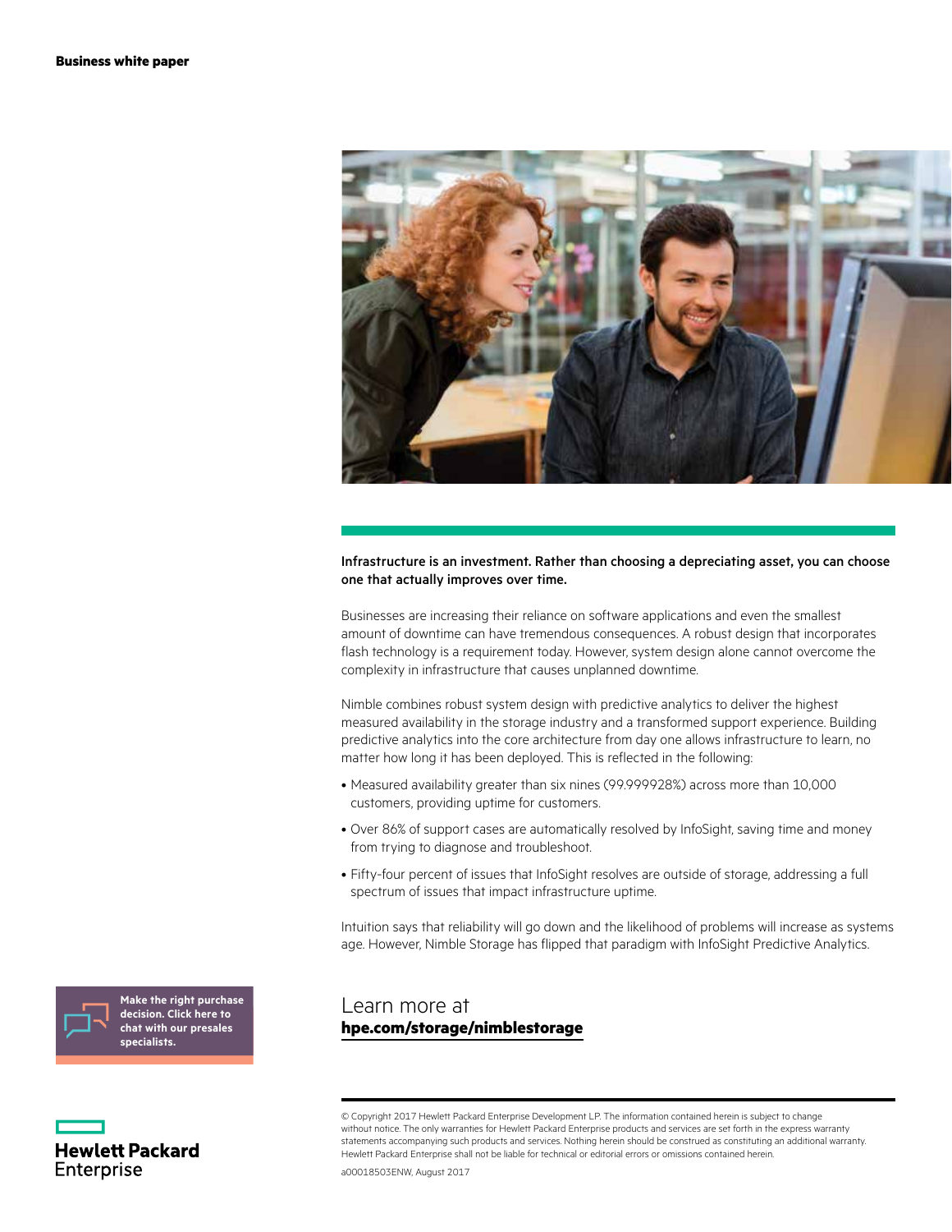**Infrastructure is an investment. Rather than choosing a depreciating asset, you can choose one that actually improves over time.**

Businesses are increasing their reliance on software applications and even the smallest amount of downtime can have tremendous consequences. A robust design that incorporates flash technology is a requirement today. However, system design alone cannot overcome the complexity in infrastructure that causes unplanned downtime.

Nimble combines robust system design with predictive analytics to deliver the highest measured availability in the storage industry and a transformed support experience. Building predictive analytics into the core architecture from day one allows infrastructure to learn, no matter how long it has been deployed. This is reflected in the following:

- Measured availability greater than six nines (99.999928%) across more than 10,000 customers, providing uptime for customers.
- Over 86% of support cases are automatically resolved by InfoSight, saving time and money from trying to diagnose and troubleshoot.
- Fifty-four percent of issues that InfoSight resolves are outside of storage, addressing a full spectrum of issues that impact infrastructure uptime.

Intuition says that reliability will go down and the likelihood of problems will increase as systems age. However, Nimble Storage has flipped that paradigm with InfoSight Predictive Analytics.

**Make the right purchase decision. Click here to chat with our presales specialists.**

## Learn more at
**hpe.com/storage/nimblestorage**

© Copyright 2017 Hewlett Packard Enterprise Development LP. The information contained herein is subject to change without notice. The only warranties for Hewlett Packard Enterprise products and services are set forth in the express warranty statements accompanying such products and services. Nothing herein should be construed as constituting an additional warranty. Hewlett Packard Enterprise shall not be liable for technical or editorial errors or omissions contained herein.

a00018503ENW, August 2017